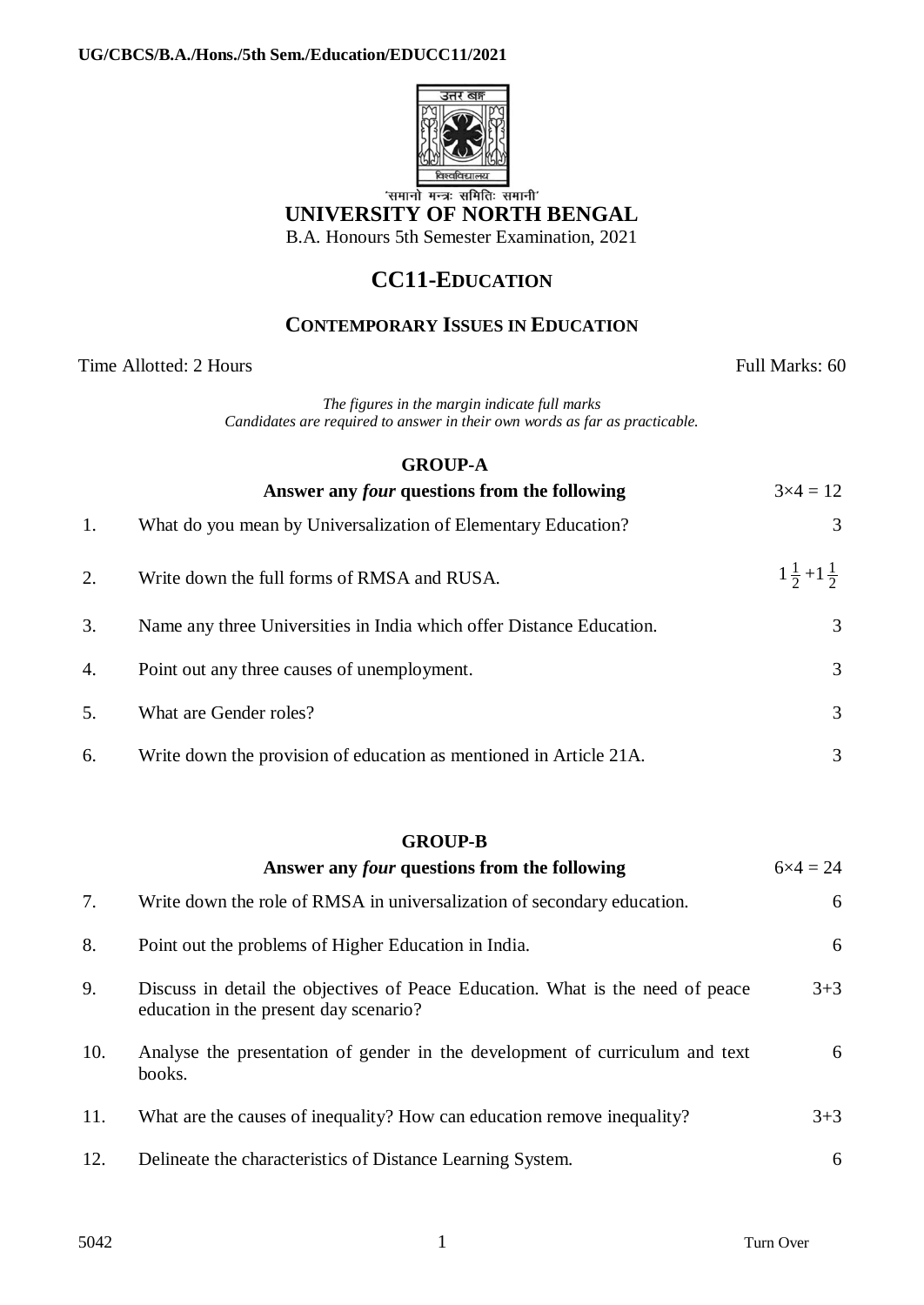UG/CBCS/B.A./Hons./5th Sem./Education/EDUCC11/2021

'समानो मन्त्रः समितिः समानी'

# UNIVERSITY OF NORTH BENGAL

B.A. Honours 5th Semester Examination, 2021

## CC11-EDUCATION

### CONTEMPORARY ISSUES IN EDUCATION

Time Allotted: 2 Hours | Full Marks: 60

*The figures in the margin indicate full marks*
*Candidates are required to answer in their own words as far as practicable.*

### GROUP-A

**Answer any *four* questions from the following** $3\times4 = 12$

1. What do you mean by Universalization of Elementary Education? 3

2. Write down the full forms of RMSA and RUSA. $1\frac{1}{2}+1\frac{1}{2}$

3. Name any three Universities in India which offer Distance Education. 3

4. Point out any three causes of unemployment. 3

5. What are Gender roles? 3

6. Write down the provision of education as mentioned in Article 21A. 3

### GROUP-B

**Answer any *four* questions from the following** $6\times4 = 24$

7. Write down the role of RMSA in universalization of secondary education. 6

8. Point out the problems of Higher Education in India. 6

9. Discuss in detail the objectives of Peace Education. What is the need of peace education in the present day scenario? 3+3

10. Analyse the presentation of gender in the development of curriculum and text books. 6

11. What are the causes of inequality? How can education remove inequality? 3+3

12. Delineate the characteristics of Distance Learning System. 6

5042 Turn Over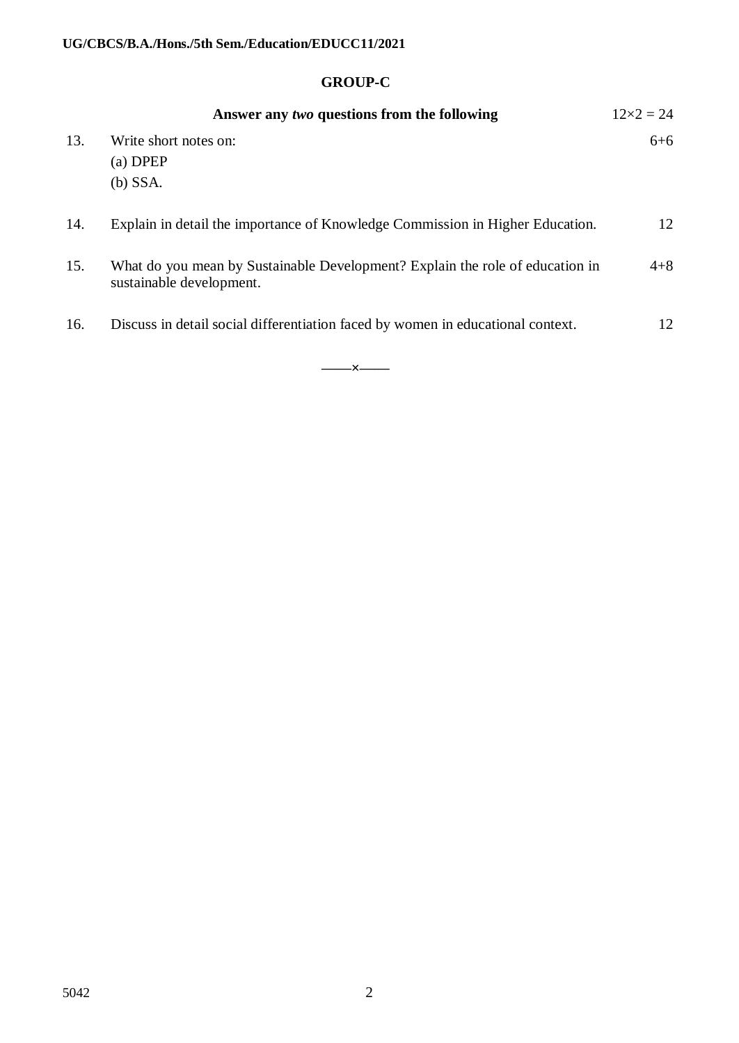## GROUP-C

**Answer any *two* questions from the following** $12 \times 2 = 24$

13. Write short notes on: 6+6
    (a) DPEP
    (b) SSA.

14. Explain in detail the importance of Knowledge Commission in Higher Education. 12

15. What do you mean by Sustainable Development? Explain the role of education in sustainable development. 4+8

16. Discuss in detail social differentiation faced by women in educational context. 12

——×——